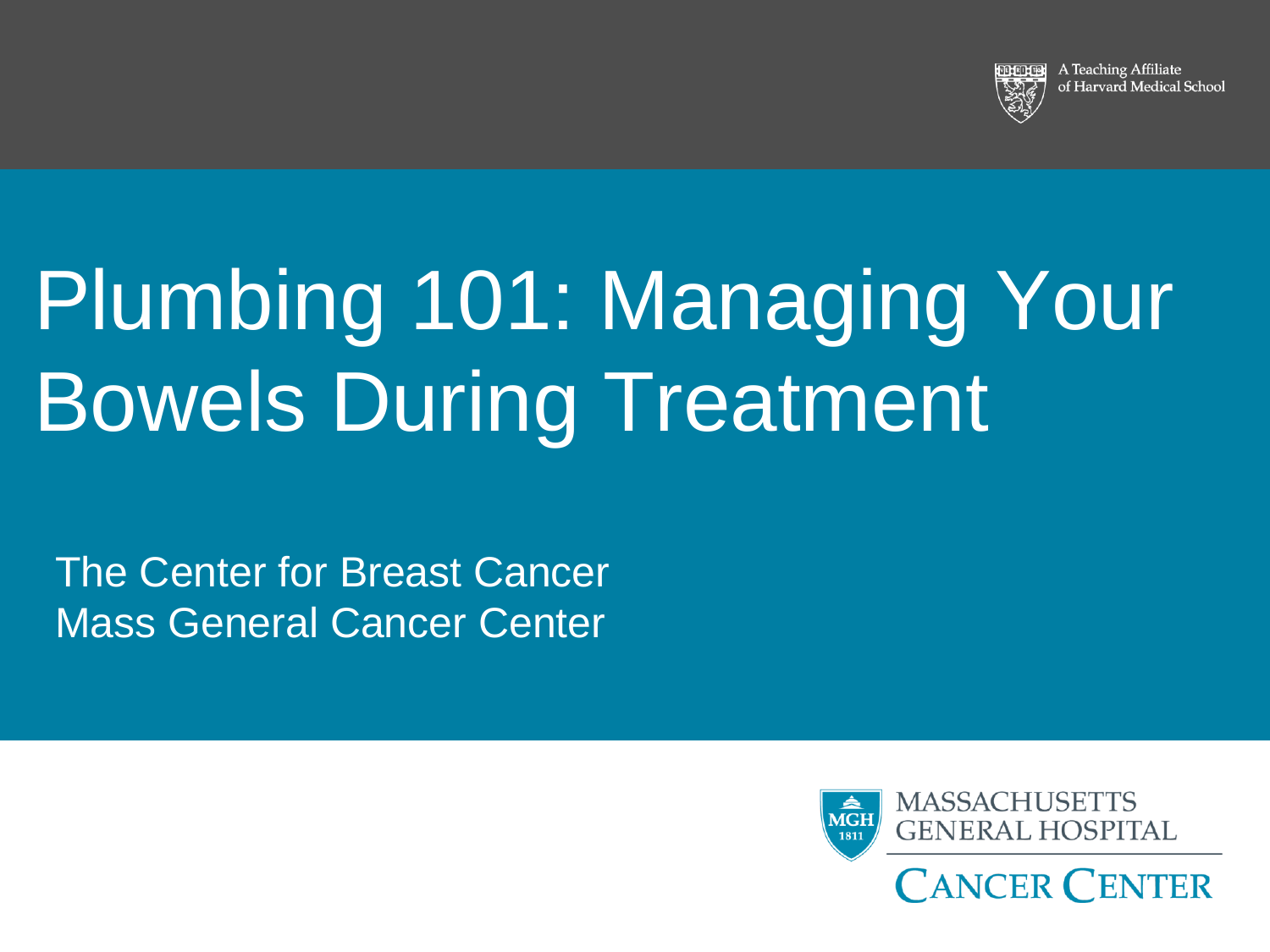A Teaching Affiliate of Harvard Medical School

# Plumbing 101: Managing Your Bowels During Treatment

The Center for Breast Cancer
Mass General Cancer Center

MASSACHUSETTS GENERAL HOSPITAL
CANCER CENTER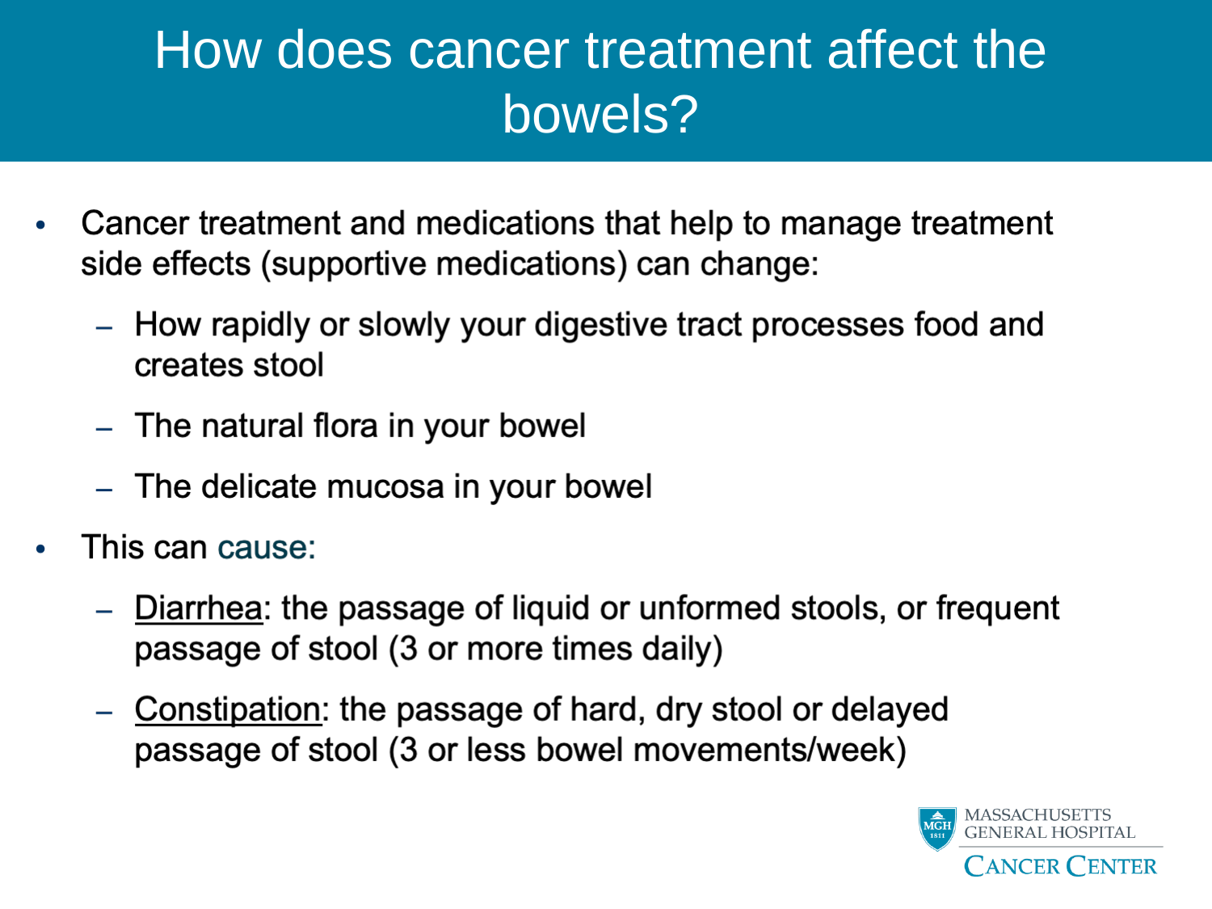# How does cancer treatment affect the bowels?

- Cancer treatment and medications that help to manage treatment side effects (supportive medications) can change:
  - How rapidly or slowly your digestive tract processes food and creates stool
  - The natural flora in your bowel
  - The delicate mucosa in your bowel
- This can cause:
  - Diarrhea: the passage of liquid or unformed stools, or frequent passage of stool (3 or more times daily)
  - Constipation: the passage of hard, dry stool or delayed passage of stool (3 or less bowel movements/week)

MASSACHUSETTS GENERAL HOSPITAL
CANCER CENTER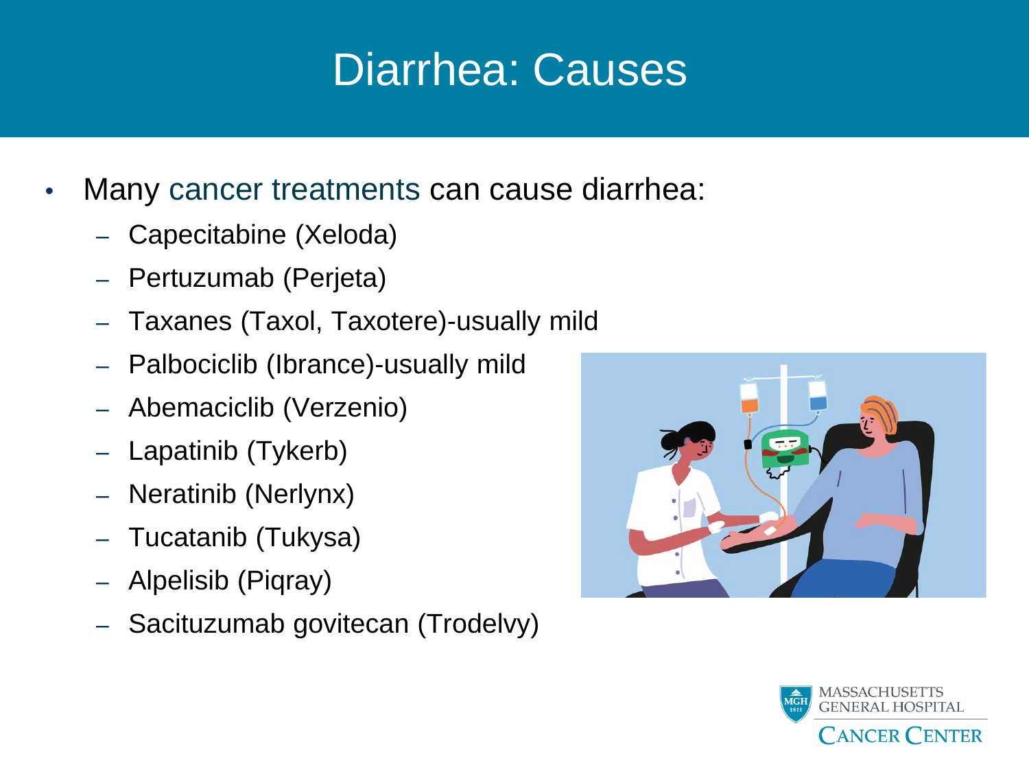# Diarrhea: Causes

- Many cancer treatments can cause diarrhea:
  - Capecitabine (Xeloda)
  - Pertuzumab (Perjeta)
  - Taxanes (Taxol, Taxotere)-usually mild
  - Palbociclib (Ibrance)-usually mild
  - Abemaciclib (Verzenio)
  - Lapatinib (Tykerb)
  - Neratinib (Nerlynx)
  - Tucatanib (Tukysa)
  - Alpelisib (Piqray)
  - Sacituzumab govitecan (Trodelvy)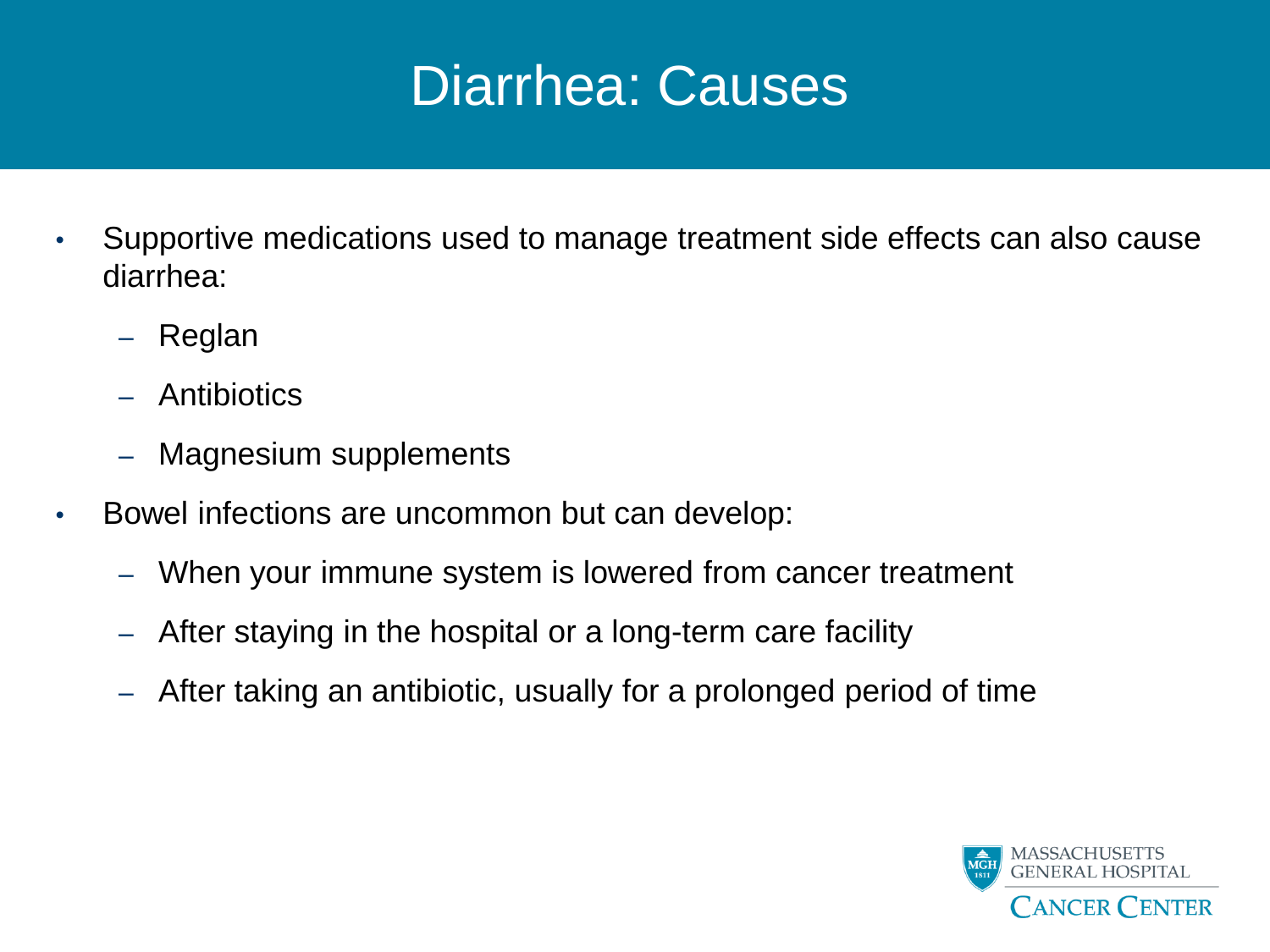# Diarrhea: Causes

- Supportive medications used to manage treatment side effects can also cause diarrhea:
  - Reglan
  - Antibiotics
  - Magnesium supplements
- Bowel infections are uncommon but can develop:
  - When your immune system is lowered from cancer treatment
  - After staying in the hospital or a long-term care facility
  - After taking an antibiotic, usually for a prolonged period of time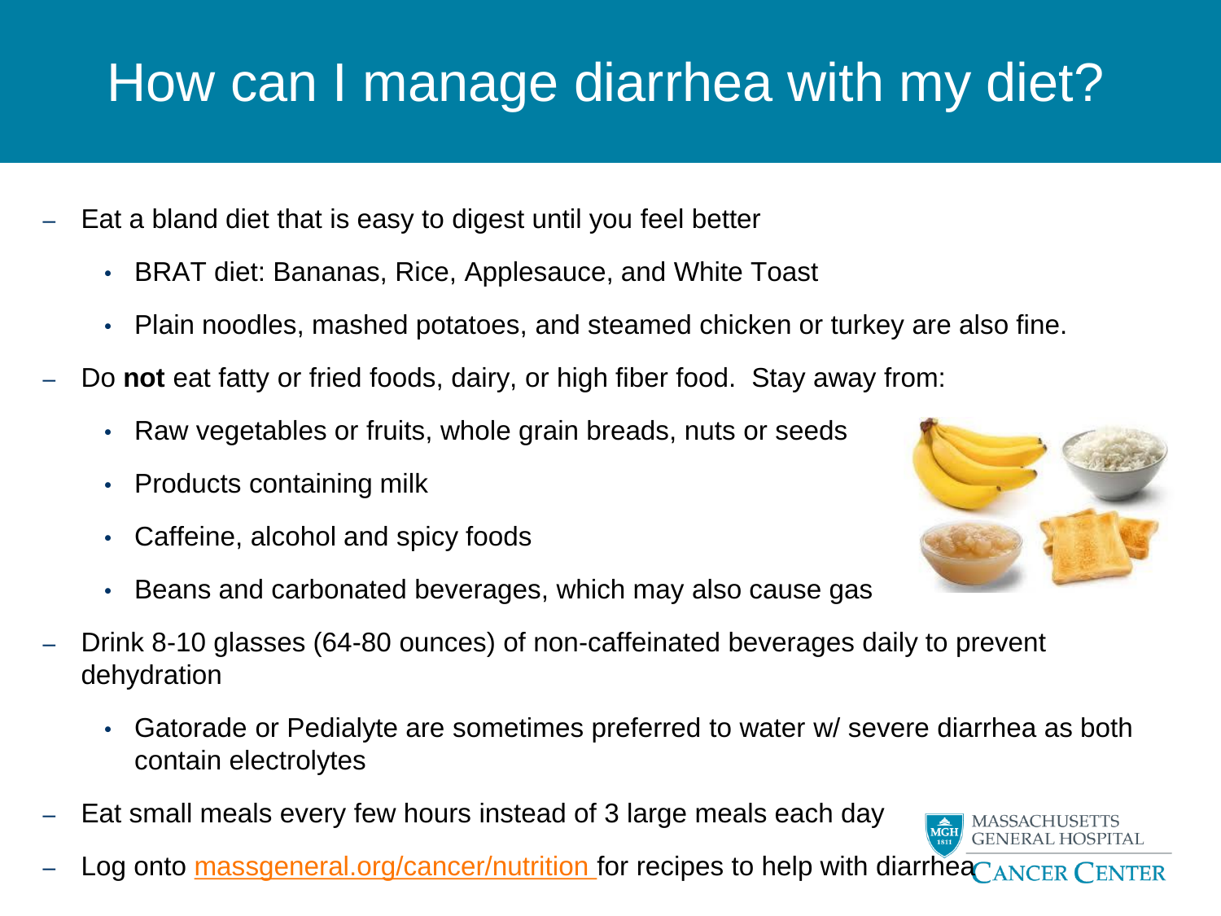# How can I manage diarrhea with my diet?

- Eat a bland diet that is easy to digest until you feel better
  - BRAT diet: Bananas, Rice, Applesauce, and White Toast
  - Plain noodles, mashed potatoes, and steamed chicken or turkey are also fine.
- Do **not** eat fatty or fried foods, dairy, or high fiber food. Stay away from:
  - Raw vegetables or fruits, whole grain breads, nuts or seeds
  - Products containing milk
  - Caffeine, alcohol and spicy foods
  - Beans and carbonated beverages, which may also cause gas
- Drink 8-10 glasses (64-80 ounces) of non-caffeinated beverages daily to prevent dehydration
  - Gatorade or Pedialyte are sometimes preferred to water w/ severe diarrhea as both contain electrolytes
- Eat small meals every few hours instead of 3 large meals each day
- Log onto massgeneral.org/cancer/nutrition for recipes to help with diarrhea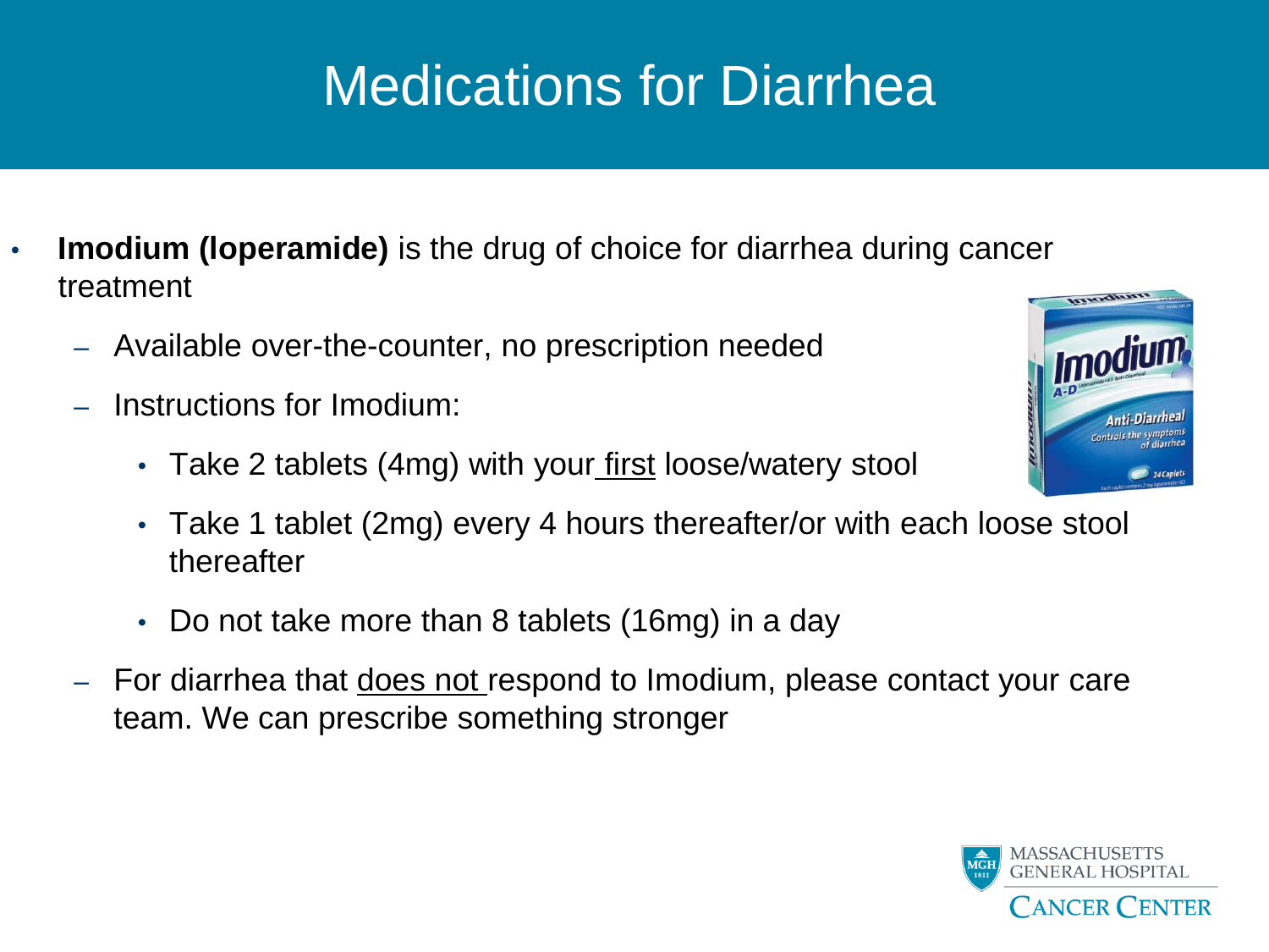# Medications for Diarrhea

- **Imodium (loperamide)** is the drug of choice for diarrhea during cancer treatment
  - Available over-the-counter, no prescription needed
  - Instructions for Imodium:
    - Take 2 tablets (4mg) with your first loose/watery stool
    - Take 1 tablet (2mg) every 4 hours thereafter/or with each loose stool thereafter
    - Do not take more than 8 tablets (16mg) in a day
  - For diarrhea that does not respond to Imodium, please contact your care team. We can prescribe something stronger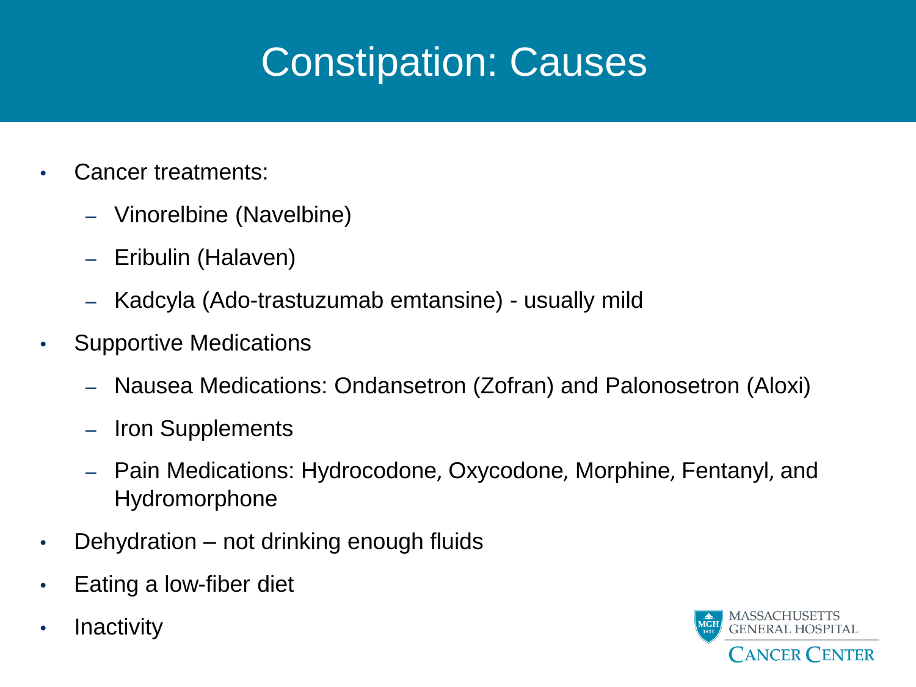# Constipation: Causes

- Cancer treatments:
  - Vinorelbine (Navelbine)
  - Eribulin (Halaven)
  - Kadcyla (Ado-trastuzumab emtansine) - usually mild
- Supportive Medications
  - Nausea Medications: Ondansetron (Zofran) and Palonosetron (Aloxi)
  - Iron Supplements
  - Pain Medications: Hydrocodone, Oxycodone, Morphine, Fentanyl, and Hydromorphone
- Dehydration – not drinking enough fluids
- Eating a low-fiber diet
- Inactivity

MASSACHUSETTS GENERAL HOSPITAL
CANCER CENTER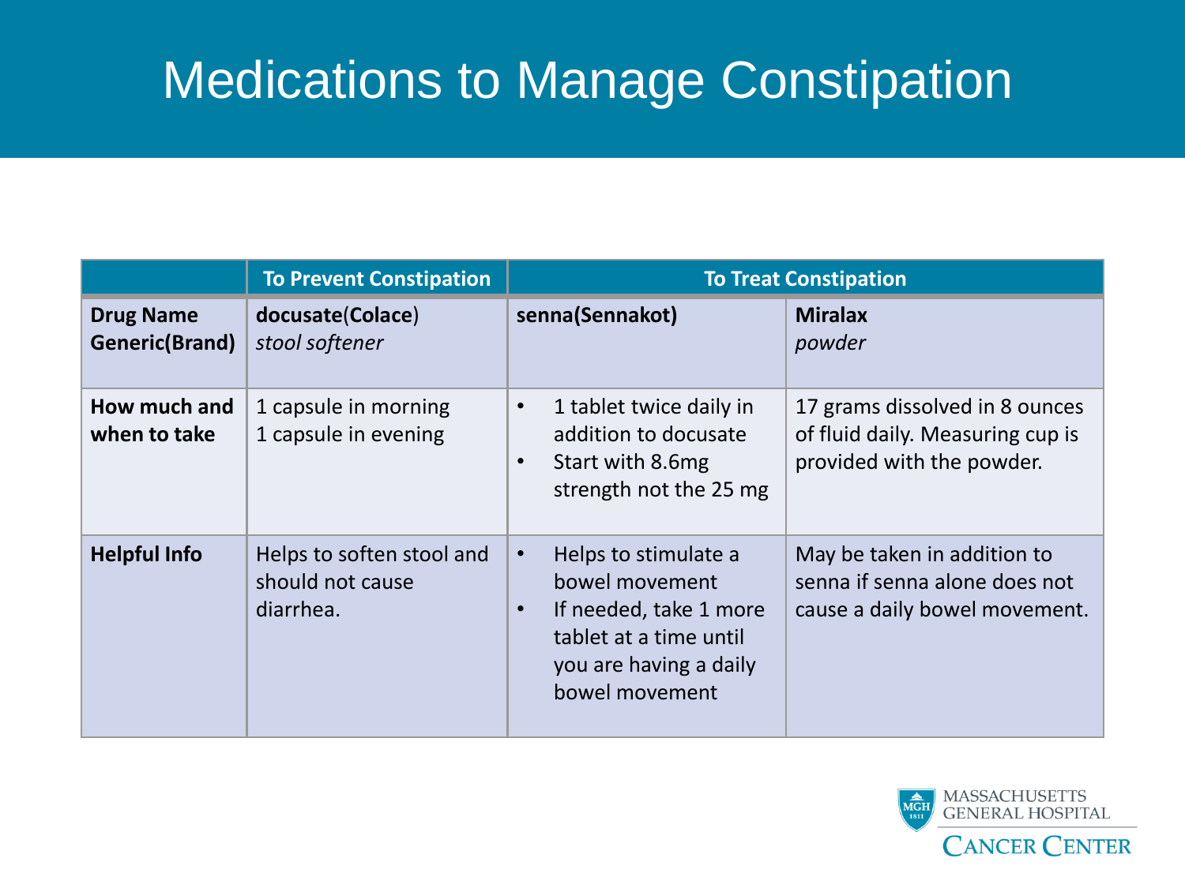# Medications to Manage Constipation

| | To Prevent Constipation | To Treat Constipation | |
|---|---|---|---|
| **Drug Name Generic(Brand)** | **docusate(Colace)** *stool softener* | **senna(Sennakot)** | **Miralax** *powder* |
| **How much and when to take** | 1 capsule in morning<br>1 capsule in evening | • 1 tablet twice daily in addition to docusate<br>• Start with 8.6mg strength not the 25 mg | 17 grams dissolved in 8 ounces of fluid daily. Measuring cup is provided with the powder. |
| **Helpful Info** | Helps to soften stool and should not cause diarrhea. | • Helps to stimulate a bowel movement<br>• If needed, take 1 more tablet at a time until you are having a daily bowel movement | May be taken in addition to senna if senna alone does not cause a daily bowel movement. |

MASSACHUSETTS GENERAL HOSPITAL CANCER CENTER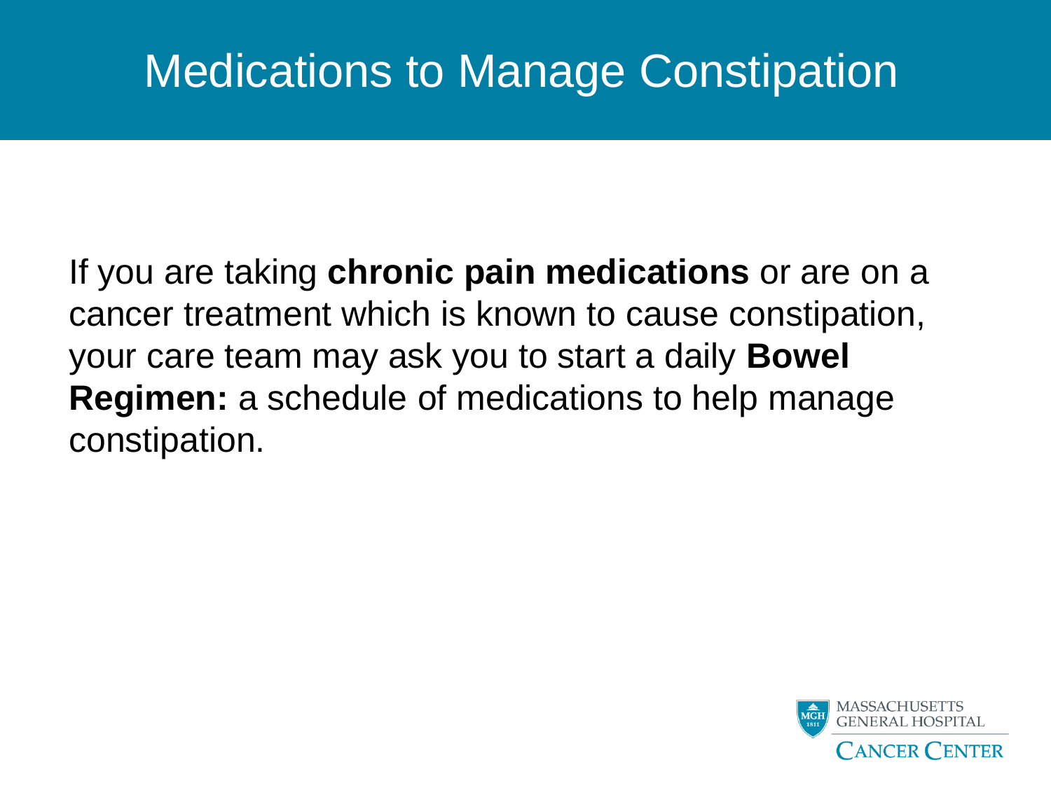# Medications to Manage Constipation

If you are taking **chronic pain medications** or are on a cancer treatment which is known to cause constipation, your care team may ask you to start a daily **Bowel Regimen:** a schedule of medications to help manage constipation.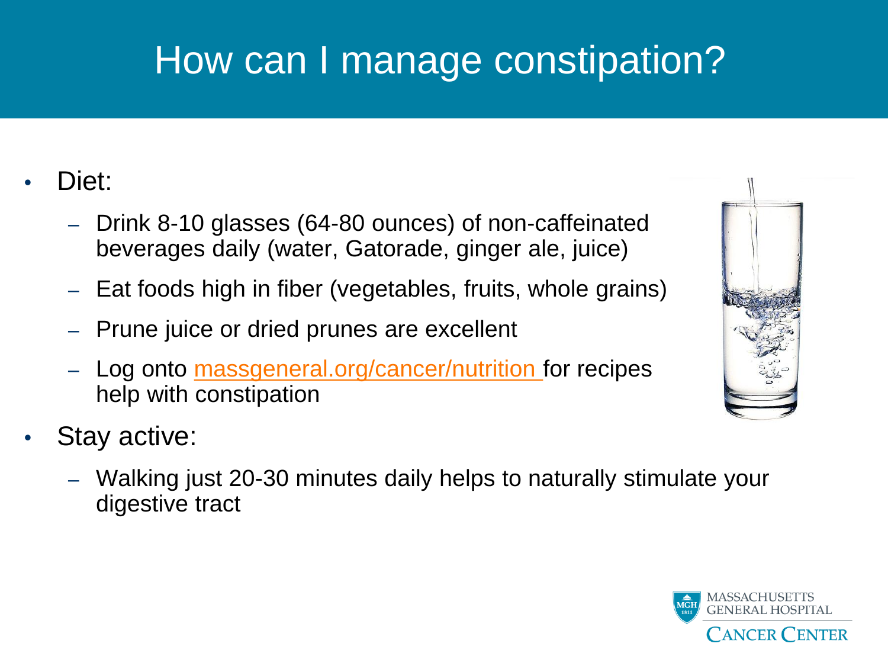# How can I manage constipation?

- Diet:
  - Drink 8-10 glasses (64-80 ounces) of non-caffeinated beverages daily (water, Gatorade, ginger ale, juice)
  - Eat foods high in fiber (vegetables, fruits, whole grains)
  - Prune juice or dried prunes are excellent
  - Log onto massgeneral.org/cancer/nutrition for recipes help with constipation
- Stay active:
  - Walking just 20-30 minutes daily helps to naturally stimulate your digestive tract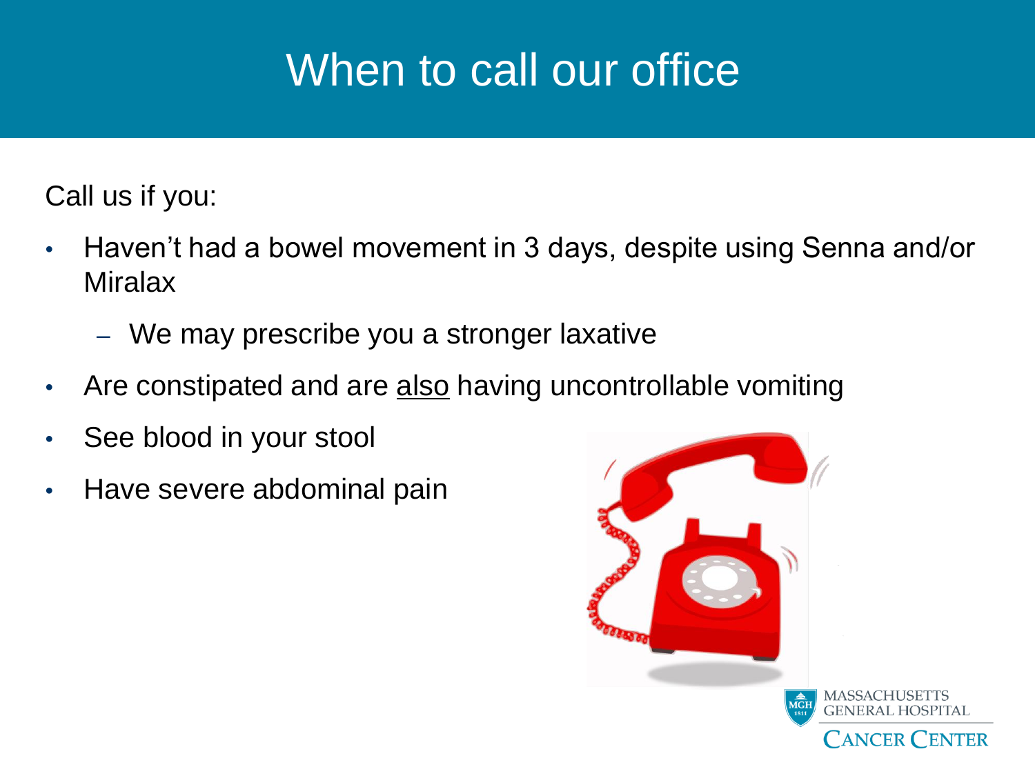# When to call our office

Call us if you:

- Haven't had a bowel movement in 3 days, despite using Senna and/or Miralax
  - We may prescribe you a stronger laxative
- Are constipated and are <u>also</u> having uncontrollable vomiting
- See blood in your stool
- Have severe abdominal pain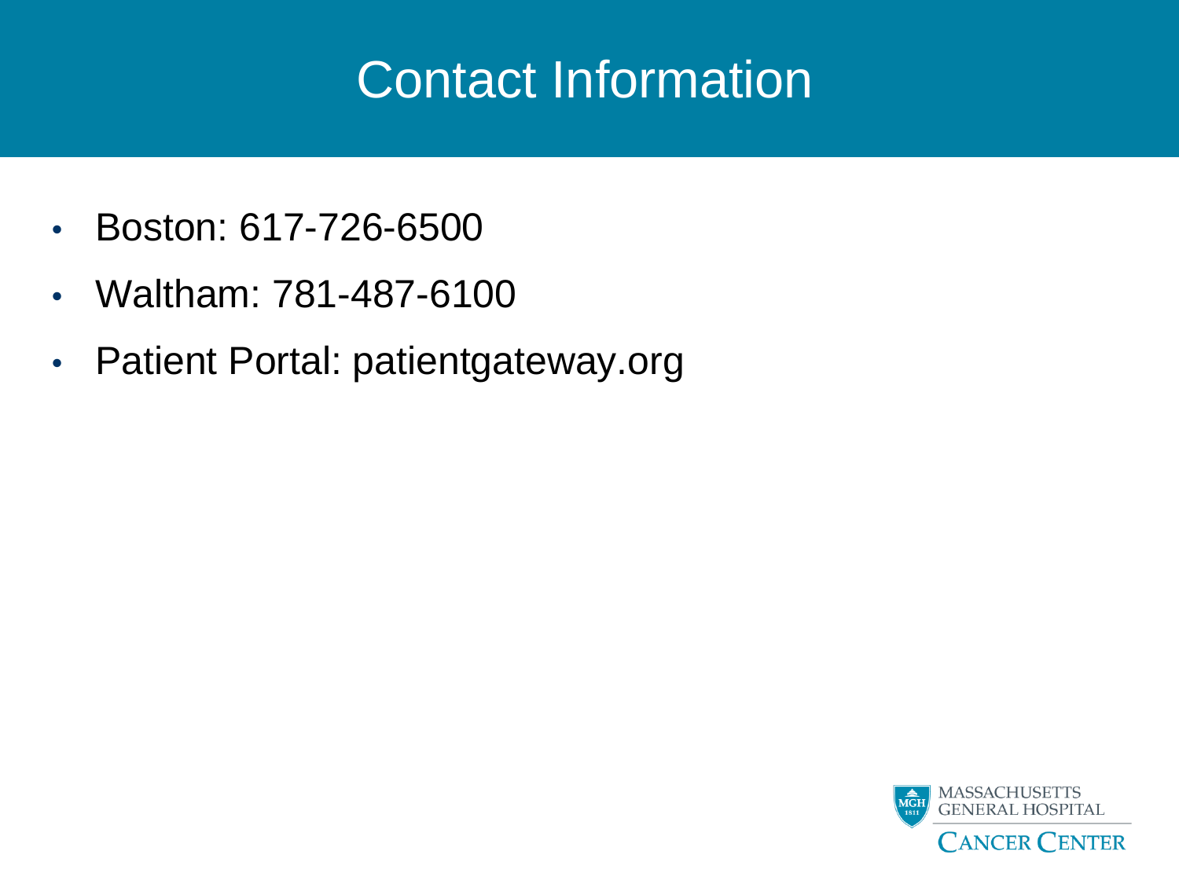# Contact Information

- Boston: 617-726-6500
- Waltham: 781-487-6100
- Patient Portal: patientgateway.org

MASSACHUSETTS GENERAL HOSPITAL
CANCER CENTER